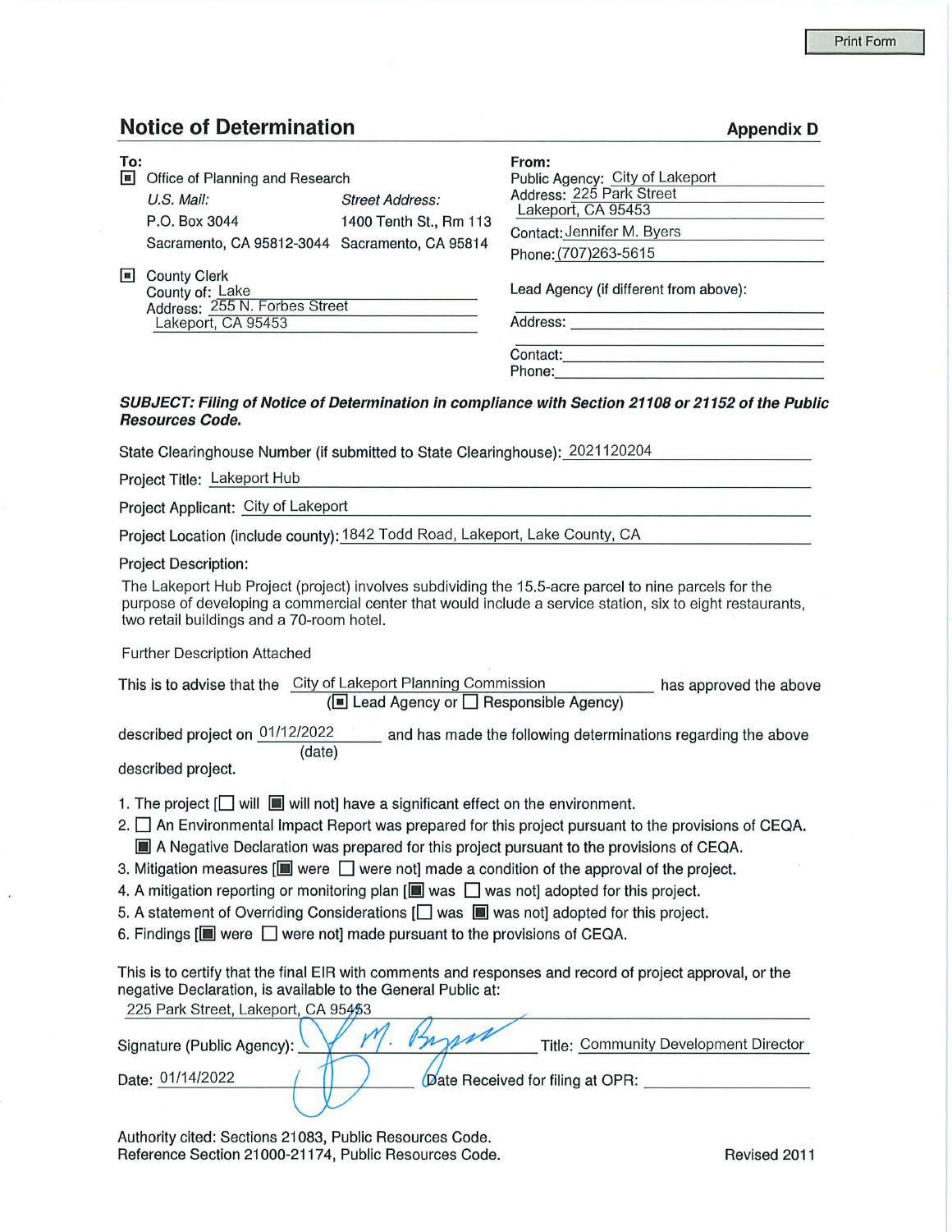Print Form

## Notice of Determination

**Appendix D**

**To:**

[■] Office of Planning and Research

| U.S. Mail: | Street Address: |
|---|---|
| P.O. Box 3044 | 1400 Tenth St., Rm 113 |
| Sacramento, CA 95812-3044 | Sacramento, CA 95814 |

[■] County Clerk
County of: Lake
Address: 255 N. Forbes Street
Lakeport, CA 95453

**From:**

Public Agency: City of Lakeport
Address: 225 Park Street
Lakeport, CA 95453
Contact: Jennifer M. Byers
Phone: (707)263-5615

Lead Agency (if different from above):

Address:

Contact:
Phone:

***SUBJECT: Filing of Notice of Determination in compliance with Section 21108 or 21152 of the Public Resources Code.***

State Clearinghouse Number (if submitted to State Clearinghouse): 2021120204

Project Title: Lakeport Hub

Project Applicant: City of Lakeport

Project Location (include county): 1842 Todd Road, Lakeport, Lake County, CA

Project Description:

The Lakeport Hub Project (project) involves subdividing the 15.5-acre parcel to nine parcels for the purpose of developing a commercial center that would include a service station, six to eight restaurants, two retail buildings and a 70-room hotel.

Further Description Attached

This is to advise that the City of Lakeport Planning Commission ([■] Lead Agency or [ ] Responsible Agency) has approved the above described project on 01/12/2022 (date) and has made the following determinations regarding the above described project.

1. The project [ ] will [■] will not] have a significant effect on the environment.
2. [ ] An Environmental Impact Report was prepared for this project pursuant to the provisions of CEQA.
   [■] A Negative Declaration was prepared for this project pursuant to the provisions of CEQA.
3. Mitigation measures [■] were [ ] were not] made a condition of the approval of the project.
4. A mitigation reporting or monitoring plan [■] was [ ] was not] adopted for this project.
5. A statement of Overriding Considerations [ ] was [■] was not] adopted for this project.
6. Findings [■] were [ ] were not] made pursuant to the provisions of CEQA.

This is to certify that the final EIR with comments and responses and record of project approval, or the negative Declaration, is available to the General Public at:
225 Park Street, Lakeport, CA 95453

Signature (Public Agency): *[signature]* Title: Community Development Director

Date: 01/14/2022 Date Received for filing at OPR:

Authority cited: Sections 21083, Public Resources Code.
Reference Section 21000-21174, Public Resources Code.

Revised 2011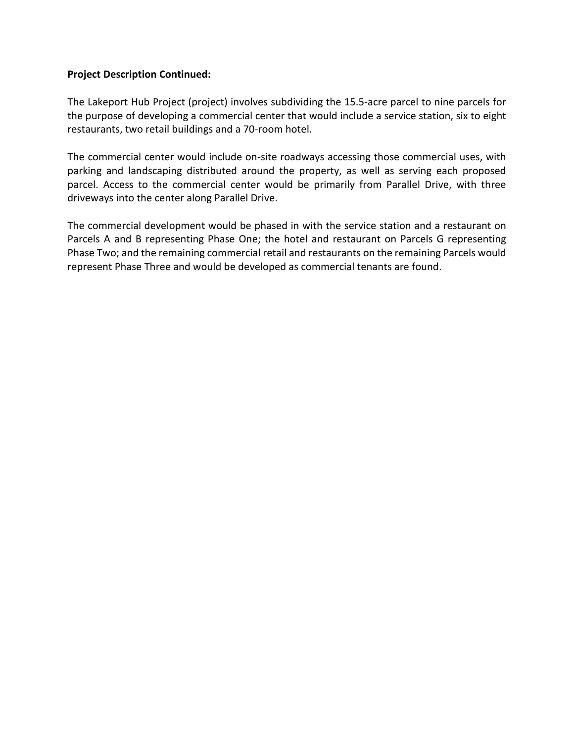**Project Description Continued:**

The Lakeport Hub Project (project) involves subdividing the 15.5-acre parcel to nine parcels for the purpose of developing a commercial center that would include a service station, six to eight restaurants, two retail buildings and a 70-room hotel.

The commercial center would include on-site roadways accessing those commercial uses, with parking and landscaping distributed around the property, as well as serving each proposed parcel. Access to the commercial center would be primarily from Parallel Drive, with three driveways into the center along Parallel Drive.

The commercial development would be phased in with the service station and a restaurant on Parcels A and B representing Phase One; the hotel and restaurant on Parcels G representing Phase Two; and the remaining commercial retail and restaurants on the remaining Parcels would represent Phase Three and would be developed as commercial tenants are found.